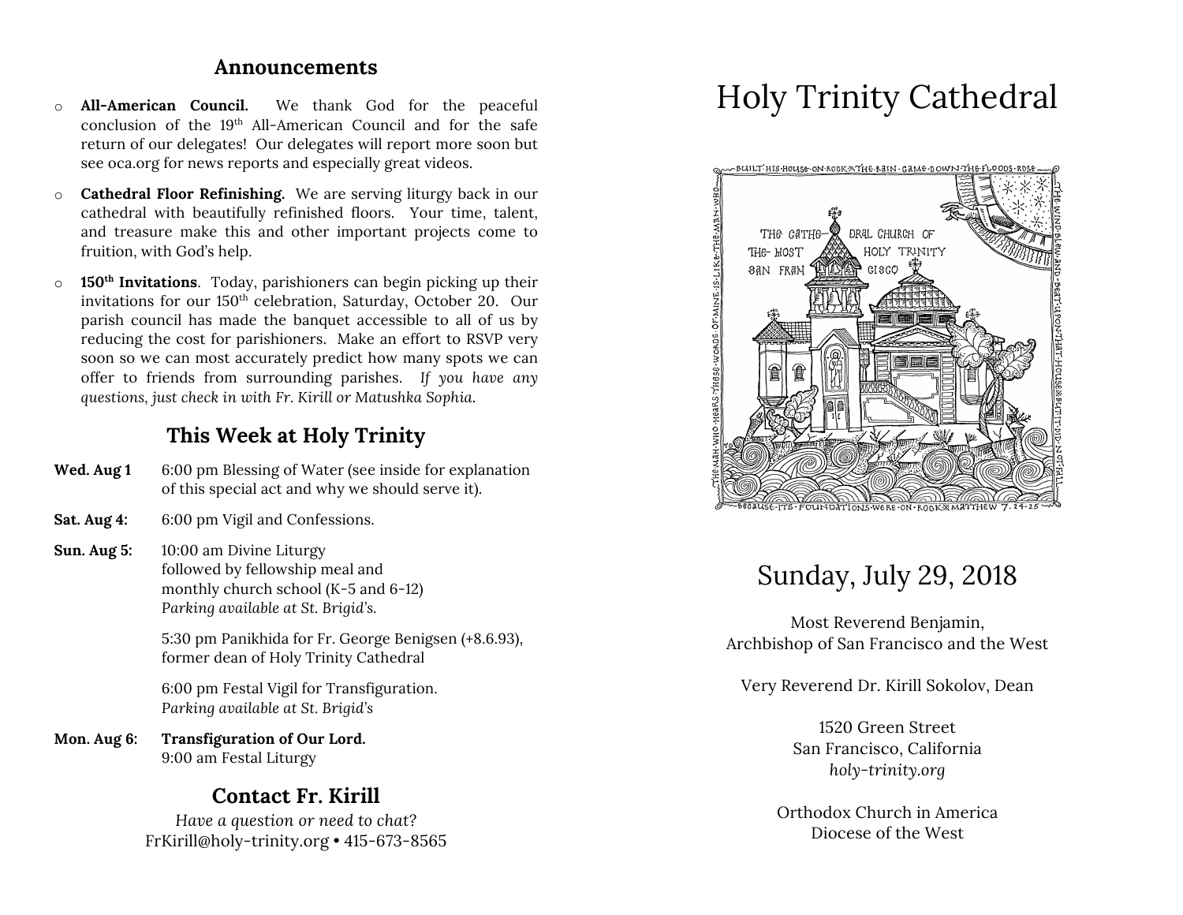## Announcements

- **All-American Council.** We thank God for the peaceful conclusion of the 19th All-American Council and for the safe return of our delegates! Our delegates will report more soon but see oca.org for news reports and especially great videos.
- **Cathedral Floor Refinishing.** We are serving liturgy back in our cathedral with beautifully refinished floors. Your time, talent, and treasure make this and other important projects come to fruition, with God's help.
- **150th Invitations**. Today, parishioners can begin picking up their invitations for our 150th celebration, Saturday, October 20. Our parish council has made the banquet accessible to all of us by reducing the cost for parishioners. Make an effort to RSVP very soon so we can most accurately predict how many spots we can offer to friends from surrounding parishes. *If you have any questions, just check in with Fr. Kirill or Matushka Sophia.*

## This Week at Holy Trinity

**Wed. Aug 1** 6:00 pm Blessing of Water (see inside for explanation of this special act and why we should serve it).

**Sat. Aug 4:** 6:00 pm Vigil and Confessions.

**Sun. Aug 5:** 10:00 am Divine Liturgy
followed by fellowship meal and
monthly church school (K-5 and 6-12)
*Parking available at St. Brigid's.*

5:30 pm Panikhida for Fr. George Benigsen (+8.6.93), former dean of Holy Trinity Cathedral

6:00 pm Festal Vigil for Transfiguration.
*Parking available at St. Brigid's*

**Mon. Aug 6:** **Transfiguration of Our Lord.**
9:00 am Festal Liturgy

## Contact Fr. Kirill

*Have a question or need to chat?*
FrKirill@holy-trinity.org • 415-673-8565

# Holy Trinity Cathedral

BUILT HIS HOUSE ON ROCK THE RAIN CAME DOWN THE FLOODS ROSE THE WIND BLEW AND BEAT UPON THAT HOUSE BUT IT DID NOT FALL BECAUSE ITS FOUNDATIONS WERE ON ROCK MATTHEW 7.24-25 THE MAN WHO HEARS THESE WORDS OF MINE IS LIKE THE MAN WHO

THE CATHEDRAL CHURCH OF THE MOST HOLY TRINITY SAN FRANCISCO

## Sunday, July 29, 2018

Most Reverend Benjamin,
Archbishop of San Francisco and the West

Very Reverend Dr. Kirill Sokolov, Dean

1520 Green Street
San Francisco, California
*holy-trinity.org*

Orthodox Church in America
Diocese of the West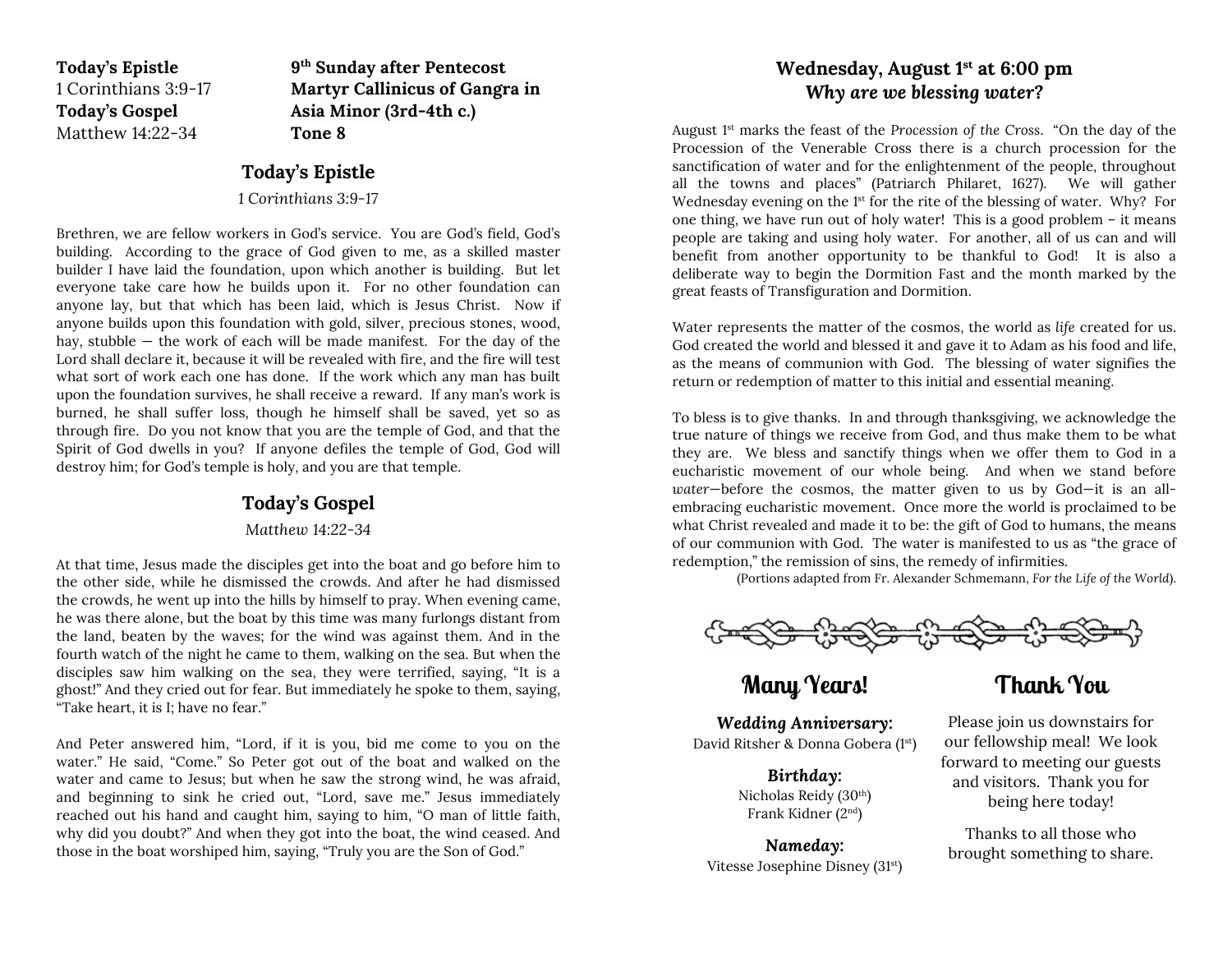**Today's Epistle**
1 Corinthians 3:9-17
**Today's Gospel**
Matthew 14:22-34

**9th Sunday after Pentecost**
**Martyr Callinicus of Gangra in Asia Minor (3rd-4th c.)**
**Tone 8**

## Today's Epistle

*1 Corinthians 3:9-17*

Brethren, we are fellow workers in God's service. You are God's field, God's building. According to the grace of God given to me, as a skilled master builder I have laid the foundation, upon which another is building. But let everyone take care how he builds upon it. For no other foundation can anyone lay, but that which has been laid, which is Jesus Christ. Now if anyone builds upon this foundation with gold, silver, precious stones, wood, hay, stubble — the work of each will be made manifest. For the day of the Lord shall declare it, because it will be revealed with fire, and the fire will test what sort of work each one has done. If the work which any man has built upon the foundation survives, he shall receive a reward. If any man's work is burned, he shall suffer loss, though he himself shall be saved, yet so as through fire. Do you not know that you are the temple of God, and that the Spirit of God dwells in you? If anyone defiles the temple of God, God will destroy him; for God's temple is holy, and you are that temple.

## Today's Gospel

*Matthew 14:22-34*

At that time, Jesus made the disciples get into the boat and go before him to the other side, while he dismissed the crowds. And after he had dismissed the crowds, he went up into the hills by himself to pray. When evening came, he was there alone, but the boat by this time was many furlongs distant from the land, beaten by the waves; for the wind was against them. And in the fourth watch of the night he came to them, walking on the sea. But when the disciples saw him walking on the sea, they were terrified, saying, "It is a ghost!" And they cried out for fear. But immediately he spoke to them, saying, "Take heart, it is I; have no fear."

And Peter answered him, "Lord, if it is you, bid me come to you on the water." He said, "Come." So Peter got out of the boat and walked on the water and came to Jesus; but when he saw the strong wind, he was afraid, and beginning to sink he cried out, "Lord, save me." Jesus immediately reached out his hand and caught him, saying to him, "O man of little faith, why did you doubt?" And when they got into the boat, the wind ceased. And those in the boat worshiped him, saying, "Truly you are the Son of God."

## Wednesday, August 1st at 6:00 pm
### *Why are we blessing water?*

August 1st marks the feast of the *Procession of the Cross*. "On the day of the Procession of the Venerable Cross there is a church procession for the sanctification of water and for the enlightenment of the people, throughout all the towns and places" (Patriarch Philaret, 1627). We will gather Wednesday evening on the 1st for the rite of the blessing of water. Why? For one thing, we have run out of holy water! This is a good problem – it means people are taking and using holy water. For another, all of us can and will benefit from another opportunity to be thankful to God! It is also a deliberate way to begin the Dormition Fast and the month marked by the great feasts of Transfiguration and Dormition.

Water represents the matter of the cosmos, the world as *life* created for us. God created the world and blessed it and gave it to Adam as his food and life, as the means of communion with God. The blessing of water signifies the return or redemption of matter to this initial and essential meaning.

To bless is to give thanks. In and through thanksgiving, we acknowledge the true nature of things we receive from God, and thus make them to be what they are. We bless and sanctify things when we offer them to God in a eucharistic movement of our whole being. And when we stand before *water*—before the cosmos, the matter given to us by God—it is an all-embracing eucharistic movement. Once more the world is proclaimed to be what Christ revealed and made it to be: the gift of God to humans, the means of our communion with God. The water is manifested to us as "the grace of redemption," the remission of sins, the remedy of infirmities.

(Portions adapted from Fr. Alexander Schmemann, *For the Life of the World*).

## Many Years!

***Wedding Anniversary:***
David Ritsher & Donna Gobera (1st)

***Birthday:***
Nicholas Reidy (30th)
Frank Kidner (2nd)

***Nameday:***
Vitesse Josephine Disney (31st)

## Thank You

Please join us downstairs for our fellowship meal! We look forward to meeting our guests and visitors. Thank you for being here today!

Thanks to all those who brought something to share.